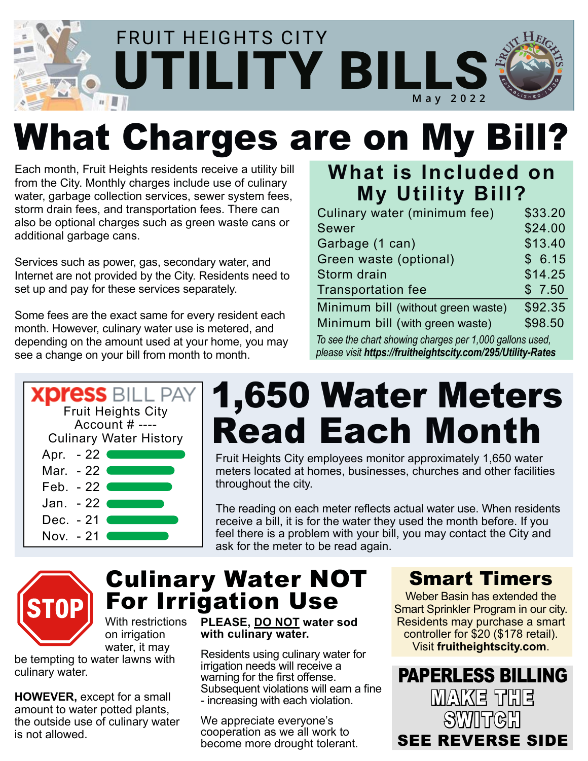# FRUIT HEIGHTS CITY UTILITY BILLS

May 2022

# What Charges are on My Bill?

Each month, Fruit Heights residents receive a utility bill from the City. Monthly charges include use of culinary water, garbage collection services, sewer system fees, storm drain fees, and transportation fees. There can also be optional charges such as green waste cans or additional garbage cans.

Services such as power, gas, secondary water, and Internet are not provided by the City. Residents need to set up and pay for these services separately.

Some fees are the exact same for every resident each month. However, culinary water use is metered, and depending on the amount used at your home, you may see a change on your bill from month to month.

## What is Included on My Utility Bill?

| | |
|---|---|
| Culinary water (minimum fee) | $33.20 |
| Sewer | $24.00 |
| Garbage (1 can) | $13.40 |
| Green waste (optional) | $ 6.15 |
| Storm drain | $14.25 |
| Transportation fee | $ 7.50 |
| Minimum bill (without green waste) | $92.35 |
| Minimum bill (with green waste) | $98.50 |

*To see the chart showing charges per 1,000 gallons used, please visit* ***https://fruitheightscity.com/295/Utility-Rates***

xpress BILL PAY
Fruit Heights City
Account # ----
Culinary Water History
Apr. - 22
Mar. - 22
Feb. - 22
Jan. - 22
Dec. - 21
Nov. - 21

# 1,650 Water Meters Read Each Month

Fruit Heights City employees monitor approximately 1,650 water meters located at homes, businesses, churches and other facilities throughout the city.

The reading on each meter reflects actual water use. When residents receive a bill, it is for the water they used the month before. If you feel there is a problem with your bill, you may contact the City and ask for the meter to be read again.

## Culinary Water NOT For Irrigation Use

STOP

With restrictions on irrigation water, it may be tempting to water lawns with culinary water.

**HOWEVER,** except for a small amount to water potted plants, the outside use of culinary water is not allowed.

**PLEASE, DO NOT water sod with culinary water.**

Residents using culinary water for irrigation needs will receive a warning for the first offense. Subsequent violations will earn a fine - increasing with each violation.

We appreciate everyone's cooperation as we all work to become more drought tolerant.

## Smart Timers

Weber Basin has extended the Smart Sprinkler Program in our city. Residents may purchase a smart controller for $20 ($178 retail). Visit **fruitheightscity.com**.

## PAPERLESS BILLING

MAKE THE SWITCH

**SEE REVERSE SIDE**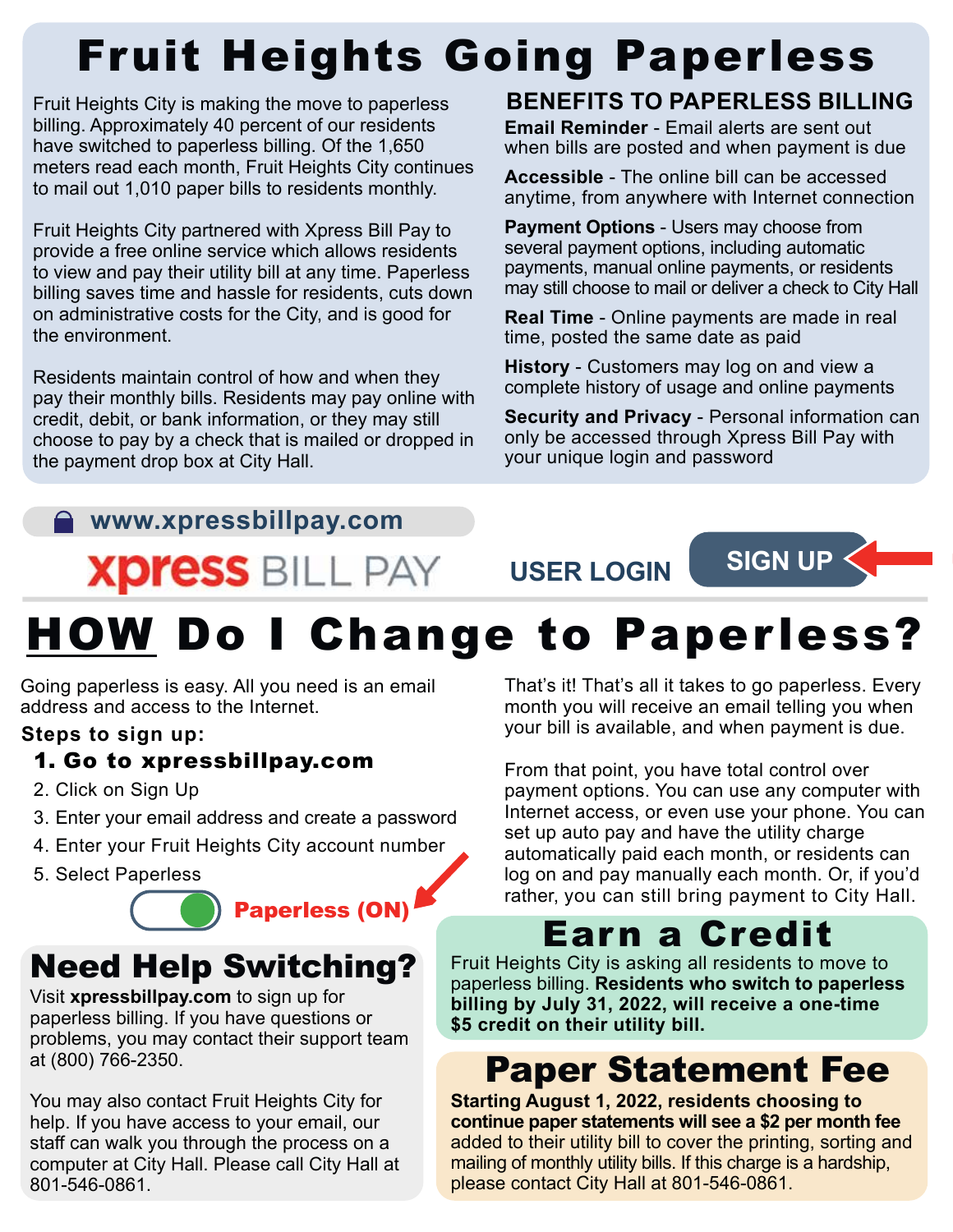# Fruit Heights Going Paperless

Fruit Heights City is making the move to paperless billing. Approximately 40 percent of our residents have switched to paperless billing. Of the 1,650 meters read each month, Fruit Heights City continues to mail out 1,010 paper bills to residents monthly.

Fruit Heights City partnered with Xpress Bill Pay to provide a free online service which allows residents to view and pay their utility bill at any time. Paperless billing saves time and hassle for residents, cuts down on administrative costs for the City, and is good for the environment.

Residents maintain control of how and when they pay their monthly bills. Residents may pay online with credit, debit, or bank information, or they may still choose to pay by a check that is mailed or dropped in the payment drop box at City Hall.

## BENEFITS TO PAPERLESS BILLING

**Email Reminder** - Email alerts are sent out when bills are posted and when payment is due

**Accessible** - The online bill can be accessed anytime, from anywhere with Internet connection

**Payment Options** - Users may choose from several payment options, including automatic payments, manual online payments, or residents may still choose to mail or deliver a check to City Hall

**Real Time** - Online payments are made in real time, posted the same date as paid

**History** - Customers may log on and view a complete history of usage and online payments

**Security and Privacy** - Personal information can only be accessed through Xpress Bill Pay with your unique login and password

www.xpressbillpay.com

xpress BILL PAY

USER LOGIN

SIGN UP

# HOW Do I Change to Paperless?

Going paperless is easy. All you need is an email address and access to the Internet.

**Steps to sign up:**

1. **Go to xpressbillpay.com**
2. Click on Sign Up
3. Enter your email address and create a password
4. Enter your Fruit Heights City account number
5. Select Paperless

Paperless (ON)

That's it! That's all it takes to go paperless. Every month you will receive an email telling you when your bill is available, and when payment is due.

From that point, you have total control over payment options. You can use any computer with Internet access, or even use your phone. You can set up auto pay and have the utility charge automatically paid each month, or residents can log on and pay manually each month. Or, if you'd rather, you can still bring payment to City Hall.

## Need Help Switching?

Visit **xpressbillpay.com** to sign up for paperless billing. If you have questions or problems, you may contact their support team at (800) 766-2350.

You may also contact Fruit Heights City for help. If you have access to your email, our staff can walk you through the process on a computer at City Hall. Please call City Hall at 801-546-0861.

## Earn a Credit

Fruit Heights City is asking all residents to move to paperless billing. **Residents who switch to paperless billing by July 31, 2022, will receive a one-time $5 credit on their utility bill.**

## Paper Statement Fee

**Starting August 1, 2022, residents choosing to continue paper statements will see a $2 per month fee** added to their utility bill to cover the printing, sorting and mailing of monthly utility bills. If this charge is a hardship, please contact City Hall at 801-546-0861.